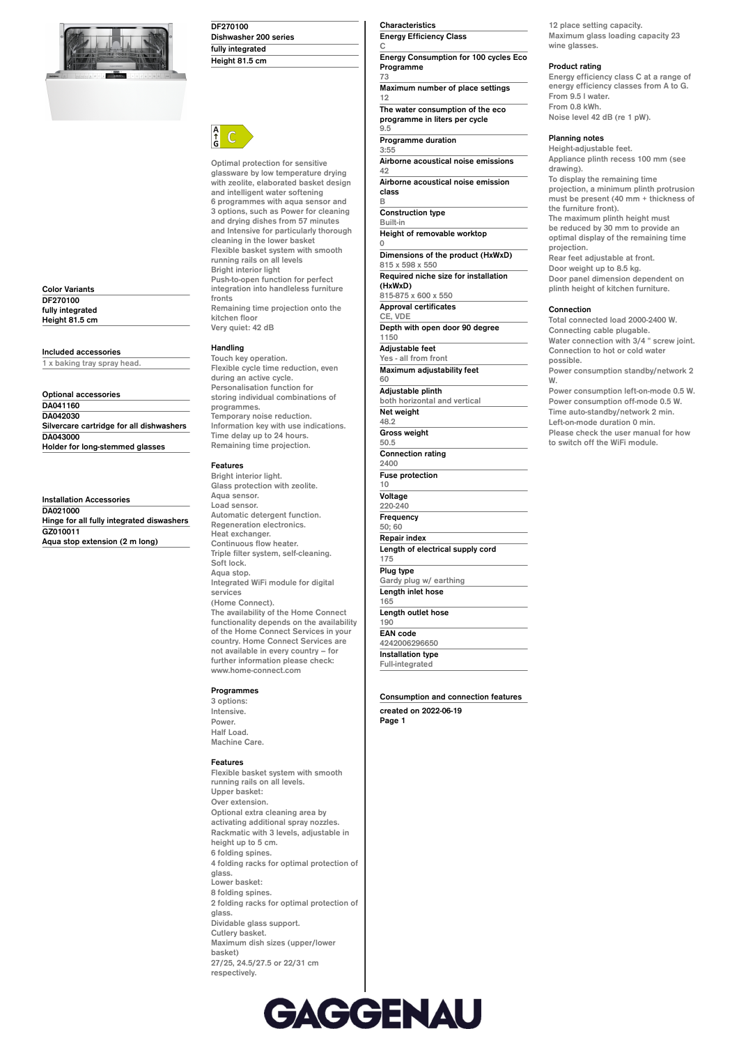**DF270100**
**Dishwasher 200 series**
**fully integrated**
**Height 81.5 cm**

C

Optimal protection for sensitive glassware by low temperature drying with zeolite, elaborated basket design and intelligent water softening
6 programmes with aqua sensor and 3 options, such as Power for cleaning and drying dishes from 57 minutes and Intensive for particularly thorough cleaning in the lower basket
Flexible basket system with smooth running rails on all levels
Bright interior light
Push-to-open function for perfect integration into handleless furniture fronts
Remaining time projection onto the kitchen floor
Very quiet: 42 dB

### Color Variants

DF270100
fully integrated
Height 81.5 cm

### Included accessories

1 x baking tray spray head.

### Optional accessories

DA041160
DA042030
Silvercare cartridge for all dishwashers
DA043000
Holder for long-stemmed glasses

### Installation Accessories

DA021000
Hinge for all fully integrated diswashers
GZ010011
Aqua stop extension (2 m long)

### Handling

Touch key operation.
Flexible cycle time reduction, even during an active cycle.
Personalisation function for storing individual combinations of programmes.
Temporary noise reduction.
Information key with use indications.
Time delay up to 24 hours.
Remaining time projection.

### Features

Bright interior light.
Glass protection with zeolite.
Aqua sensor.
Load sensor.
Automatic detergent function.
Regeneration electronics.
Heat exchanger.
Continuous flow heater.
Triple filter system, self-cleaning.
Soft lock.
Aqua stop.
Integrated WiFi module for digital services
(Home Connect).
The availability of the Home Connect functionality depends on the availability of the Home Connect Services in your country. Home Connect Services are not available in every country – for further information please check: www.home-connect.com

### Programmes

3 options:
Intensive.
Power.
Half Load.
Machine Care.

### Features

Flexible basket system with smooth running rails on all levels.
Upper basket:
Over extension.
Optional extra cleaning area by activating additional spray nozzles.
Rackmatic with 3 levels, adjustable in height up to 5 cm.
6 folding spines.
4 folding racks for optimal protection of glass.
Lower basket:
8 folding spines.
2 folding racks for optimal protection of glass.
Dividable glass support.
Cutlery basket.
Maximum dish sizes (upper/lower basket)
27/25, 24.5/27.5 or 22/31 cm respectively.

### Characteristics

| Characteristic | Value |
|---|---|
| Energy Efficiency Class | C |
| Energy Consumption for 100 cycles Eco Programme | 73 |
| Maximum number of place settings | 12 |
| The water consumption of the eco programme in liters per cycle | 9.5 |
| Programme duration | 3:55 |
| Airborne acoustical noise emissions | 42 |
| Airborne acoustical noise emission class | B |
| Construction type | Built-in |
| Height of removable worktop | 0 |
| Dimensions of the product (HxWxD) | 815 x 598 x 550 |
| Required niche size for installation (HxWxD) | 815-875 x 600 x 550 |
| Approval certificates | CE, VDE |
| Depth with open door 90 degree | 1150 |
| Adjustable feet | Yes - all from front |
| Maximum adjustability feet | 60 |
| Adjustable plinth | both horizontal and vertical |
| Net weight | 48.2 |
| Gross weight | 50.5 |
| Connection rating | 2400 |
| Fuse protection | 10 |
| Voltage | 220-240 |
| Frequency | 50; 60 |
| Repair index | |
| Length of electrical supply cord | 175 |
| Plug type | Gardy plug w/ earthing |
| Length inlet hose | 165 |
| Length outlet hose | 190 |
| EAN code | 4242006296650 |
| Installation type | Full-integrated |

### Consumption and connection features

created on 2022-06-19

12 place setting capacity.
Maximum glass loading capacity 23 wine glasses.

### Product rating

Energy efficiency class C at a range of energy efficiency classes from A to G.
From 9.5 l water.
From 0.8 kWh.
Noise level 42 dB (re 1 pW).

### Planning notes

Height-adjustable feet.
Appliance plinth recess 100 mm (see drawing).
To display the remaining time projection, a minimum plinth protrusion must be present (40 mm + thickness of the furniture front).
The maximum plinth height must be reduced by 30 mm to provide an optimal display of the remaining time projection.
Rear feet adjustable at front.
Door weight up to 8.5 kg.
Door panel dimension dependent on plinth height of kitchen furniture.

### Connection

Total connected load 2000-2400 W.
Connecting cable plugable.
Water connection with 3/4 " screw joint.
Connection to hot or cold water possible.
Power consumption standby/network 2 W.
Power consumption left-on-mode 0.5 W.
Power consumption off-mode 0.5 W.
Time auto-standby/network 2 min.
Left-on-mode duration 0 min.
Please check the user manual for how to switch off the WiFi module.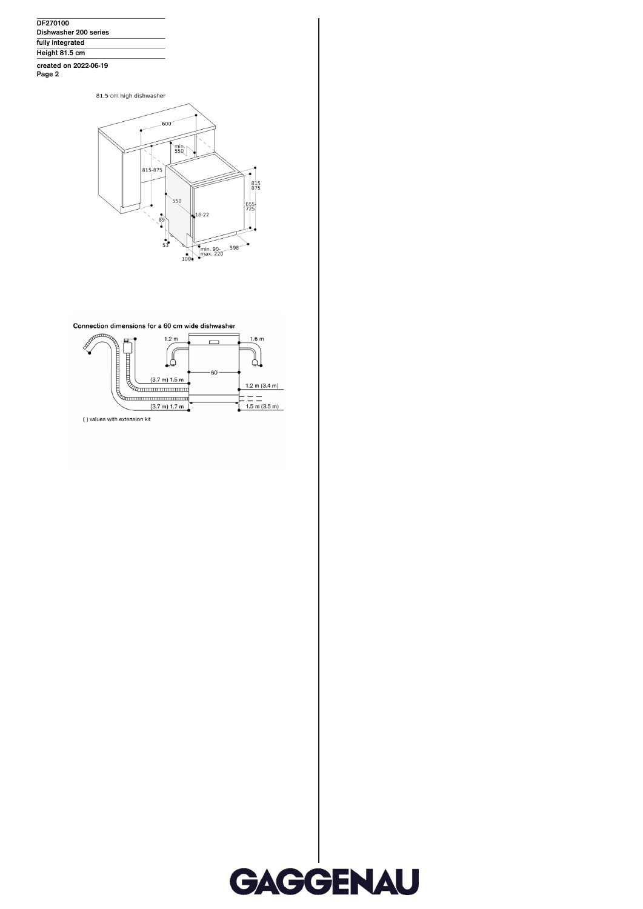DF270100
Dishwasher 200 series
fully integrated
Height 81.5 cm

created on 2022-06-19

81.5 cm high dishwasher

600
min. 550
815-875
550
16-22
89
53
100
min. 90-
max. 220
598
815
875
655-
725

Connection dimensions for a 60 cm wide dishwasher

1.2 m
1.6 m
60
(3.7 m) 1.5 m
1.2 m (3.4 m)
(3.7 m) 1.7 m
1.5 m (3.5 m)

( ) values with extension kit